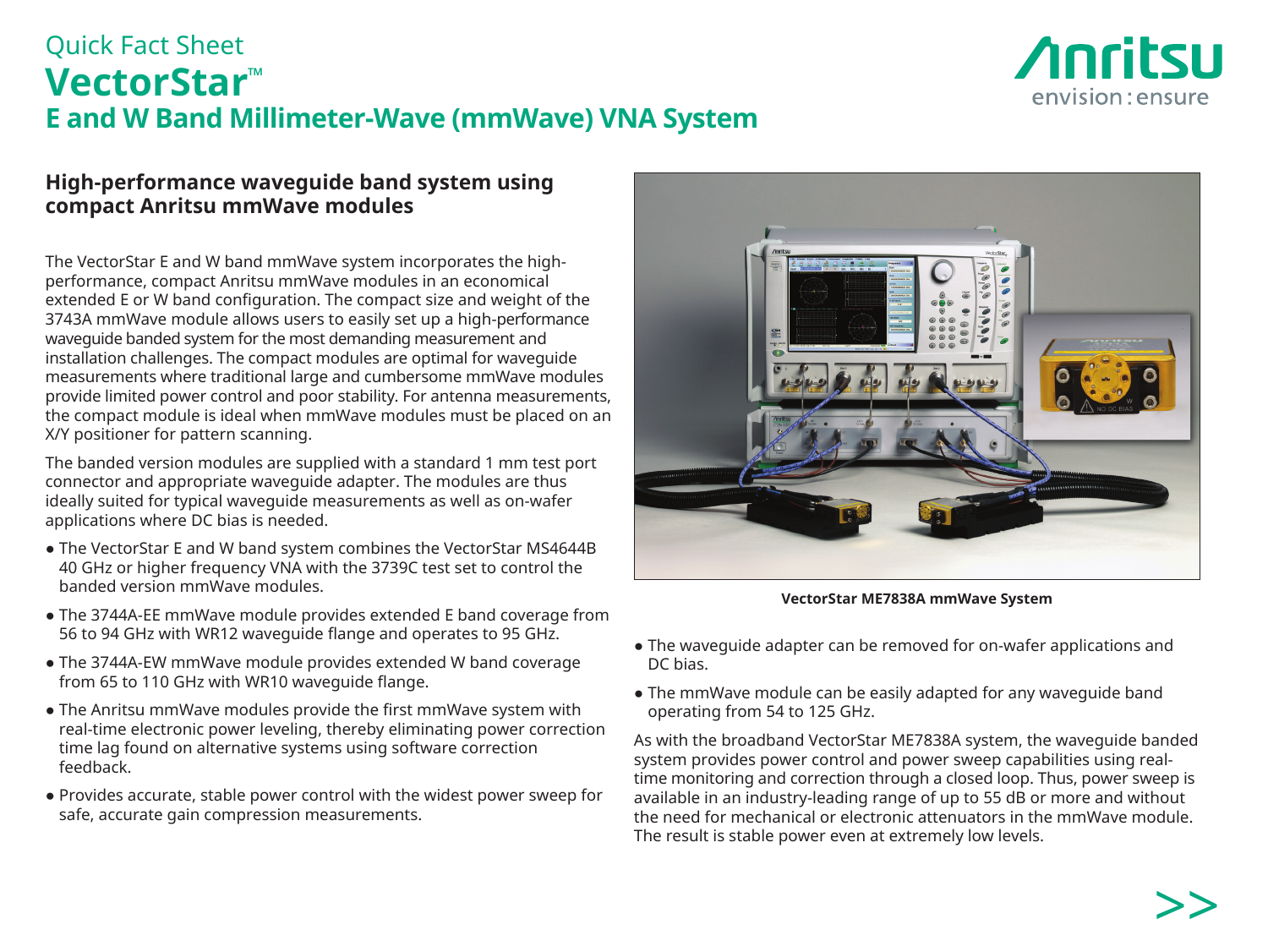Quick Fact Sheet

# VectorStar™

## E and W Band Millimeter-Wave (mmWave) VNA System

### High-performance waveguide band system using compact Anritsu mmWave modules

The VectorStar E and W band mmWave system incorporates the high-performance, compact Anritsu mmWave modules in an economical extended E or W band configuration. The compact size and weight of the 3743A mmWave module allows users to easily set up a high-performance waveguide banded system for the most demanding measurement and installation challenges. The compact modules are optimal for waveguide measurements where traditional large and cumbersome mmWave modules provide limited power control and poor stability. For antenna measurements, the compact module is ideal when mmWave modules must be placed on an X/Y positioner for pattern scanning.

The banded version modules are supplied with a standard 1 mm test port connector and appropriate waveguide adapter. The modules are thus ideally suited for typical waveguide measurements as well as on-wafer applications where DC bias is needed.

- The VectorStar E and W band system combines the VectorStar MS4644B 40 GHz or higher frequency VNA with the 3739C test set to control the banded version mmWave modules.
- The 3744A-EE mmWave module provides extended E band coverage from 56 to 94 GHz with WR12 waveguide flange and operates to 95 GHz.
- The 3744A-EW mmWave module provides extended W band coverage from 65 to 110 GHz with WR10 waveguide flange.
- The Anritsu mmWave modules provide the first mmWave system with real-time electronic power leveling, thereby eliminating power correction time lag found on alternative systems using software correction feedback.
- Provides accurate, stable power control with the widest power sweep for safe, accurate gain compression measurements.

VectorStar ME7838A mmWave System

- The waveguide adapter can be removed for on-wafer applications and DC bias.
- The mmWave module can be easily adapted for any waveguide band operating from 54 to 125 GHz.

As with the broadband VectorStar ME7838A system, the waveguide banded system provides power control and power sweep capabilities using real-time monitoring and correction through a closed loop. Thus, power sweep is available in an industry-leading range of up to 55 dB or more and without the need for mechanical or electronic attenuators in the mmWave module. The result is stable power even at extremely low levels.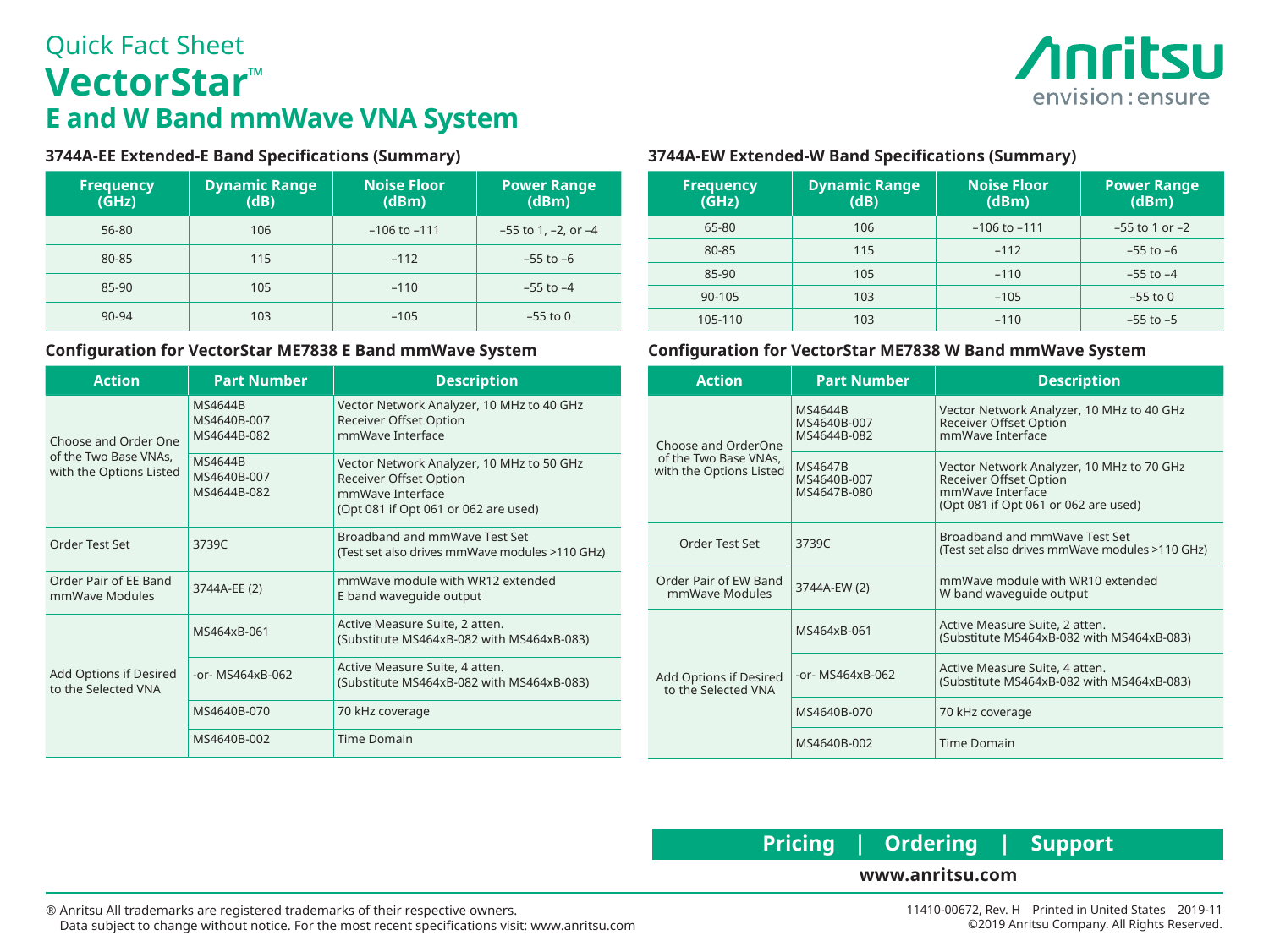# Quick Fact Sheet
# VectorStar™
## E and W Band mmWave VNA System

Anritsu
envision : ensure

### 3744A-EE Extended-E Band Specifications (Summary)

| Frequency (GHz) | Dynamic Range (dB) | Noise Floor (dBm) | Power Range (dBm) |
|---|---|---|---|
| 56-80 | 106 | –106 to –111 | –55 to 1, –2, or –4 |
| 80-85 | 115 | –112 | –55 to –6 |
| 85-90 | 105 | –110 | –55 to –4 |
| 90-94 | 103 | –105 | –55 to 0 |

### Configuration for VectorStar ME7838 E Band mmWave System

| Action | Part Number | Description |
|---|---|---|
| Choose and Order One of the Two Base VNAs, with the Options Listed | MS4644B<br>MS4640B-007<br>MS4644B-082 | Vector Network Analyzer, 10 MHz to 40 GHz<br>Receiver Offset Option<br>mmWave Interface |
| | MS4644B<br>MS4640B-007<br>MS4644B-082 | Vector Network Analyzer, 10 MHz to 50 GHz<br>Receiver Offset Option<br>mmWave Interface<br>(Opt 081 if Opt 061 or 062 are used) |
| Order Test Set | 3739C | Broadband and mmWave Test Set<br>(Test set also drives mmWave modules >110 GHz) |
| Order Pair of EE Band mmWave Modules | 3744A-EE (2) | mmWave module with WR12 extended E band waveguide output |
| Add Options if Desired to the Selected VNA | MS464xB-061 | Active Measure Suite, 2 atten.<br>(Substitute MS464xB-082 with MS464xB-083) |
| | -or- MS464xB-062 | Active Measure Suite, 4 atten.<br>(Substitute MS464xB-082 with MS464xB-083) |
| | MS4640B-070 | 70 kHz coverage |
| | MS4640B-002 | Time Domain |

### 3744A-EW Extended-W Band Specifications (Summary)

| Frequency (GHz) | Dynamic Range (dB) | Noise Floor (dBm) | Power Range (dBm) |
|---|---|---|---|
| 65-80 | 106 | –106 to –111 | –55 to 1 or –2 |
| 80-85 | 115 | –112 | –55 to –6 |
| 85-90 | 105 | –110 | –55 to –4 |
| 90-105 | 103 | –105 | –55 to 0 |
| 105-110 | 103 | –110 | –55 to –5 |

### Configuration for VectorStar ME7838 W Band mmWave System

| Action | Part Number | Description |
|---|---|---|
| Choose and OrderOne of the Two Base VNAs, with the Options Listed | MS4644B<br>MS4640B-007<br>MS4644B-082 | Vector Network Analyzer, 10 MHz to 40 GHz<br>Receiver Offset Option<br>mmWave Interface |
| | MS4647B<br>MS4640B-007<br>MS4647B-080 | Vector Network Analyzer, 10 MHz to 70 GHz<br>Receiver Offset Option<br>mmWave Interface<br>(Opt 081 if Opt 061 or 062 are used) |
| Order Test Set | 3739C | Broadband and mmWave Test Set<br>(Test set also drives mmWave modules >110 GHz) |
| Order Pair of EW Band mmWave Modules | 3744A-EW (2) | mmWave module with WR10 extended W band waveguide output |
| Add Options if Desired to the Selected VNA | MS464xB-061 | Active Measure Suite, 2 atten.<br>(Substitute MS464xB-082 with MS464xB-083) |
| | -or- MS464xB-062 | Active Measure Suite, 4 atten.<br>(Substitute MS464xB-082 with MS464xB-083) |
| | MS4640B-070 | 70 kHz coverage |
| | MS4640B-002 | Time Domain |

**Pricing | Ordering | Support**

**www.anritsu.com**

® Anritsu All trademarks are registered trademarks of their respective owners.
Data subject to change without notice. For the most recent specifications visit: www.anritsu.com

11410-00672, Rev. H Printed in United States 2019-11
©2019 Anritsu Company. All Rights Reserved.